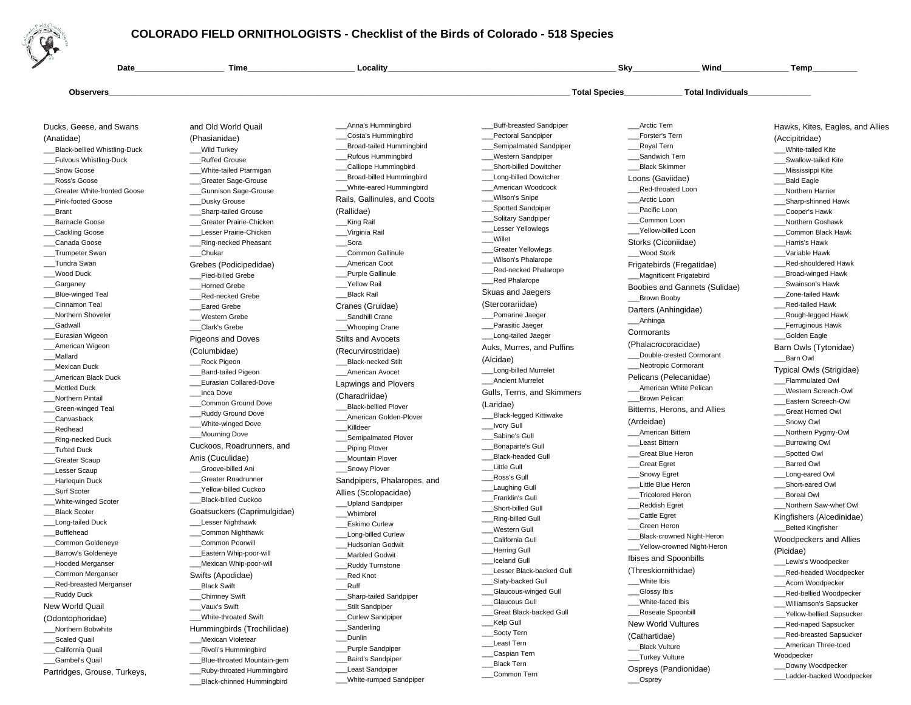# COLORADO FIELD ORNITHOLOGISTS - Checklist of the Birds of Colorado - 518 Species

**Date**____________________ **Time**________________________ **Locality**______________________________________________________ **Sky**_______________ **Wind**_______________ **Temp**__________

**Observers**______________________________________________________________________________________________________________ **Total Species**_____________ **Total Individuals**______________

Ducks, Geese, and Swans (Anatidae)

___Black-bellied Whistling-Duck
___Fulvous Whistling-Duck
___Snow Goose
___Ross's Goose
___Greater White-fronted Goose
___Pink-footed Goose
___Brant
___Barnacle Goose
___Cackling Goose
___Canada Goose
___Trumpeter Swan
___Tundra Swan
___Wood Duck
___Garganey
___Blue-winged Teal
___Cinnamon Teal
___Northern Shoveler
___Gadwall
___Eurasian Wigeon
___American Wigeon
___Mallard
___Mexican Duck
___American Black Duck
___Mottled Duck
___Northern Pintail
___Green-winged Teal
___Canvasback
___Redhead
___Ring-necked Duck
___Tufted Duck
___Greater Scaup
___Lesser Scaup
___Harlequin Duck
___Surf Scoter
___White-winged Scoter
___Black Scoter
___Long-tailed Duck
___Bufflehead
___Common Goldeneye
___Barrow's Goldeneye
___Hooded Merganser
___Common Merganser
___Red-breasted Merganser
___Ruddy Duck

New World Quail (Odontophoridae)

___Northern Bobwhite
___Scaled Quail
___California Quail
___Gambel's Quail

Partridges, Grouse, Turkeys, and Old World Quail (Phasianidae)

___Wild Turkey
___Ruffed Grouse
___White-tailed Ptarmigan
___Greater Sage-Grouse
___Gunnison Sage-Grouse
___Dusky Grouse
___Sharp-tailed Grouse
___Greater Prairie-Chicken
___Lesser Prairie-Chicken
___Ring-necked Pheasant
___Chukar

Grebes (Podicipedidae)

___Pied-billed Grebe
___Horned Grebe
___Red-necked Grebe
___Eared Grebe
___Western Grebe
___Clark's Grebe

Pigeons and Doves (Columbidae)

___Rock Pigeon
___Band-tailed Pigeon
___Eurasian Collared-Dove
___Inca Dove
___Common Ground Dove
___Ruddy Ground Dove
___White-winged Dove
___Mourning Dove

Cuckoos, Roadrunners, and Anis (Cuculidae)

___Groove-billed Ani
___Greater Roadrunner
___Yellow-billed Cuckoo
___Black-billed Cuckoo

Goatsuckers (Caprimulgidae)

___Lesser Nighthawk
___Common Nighthawk
___Common Poorwill
___Eastern Whip-poor-will
___Mexican Whip-poor-will

Swifts (Apodidae)

___Black Swift
___Chimney Swift
___Vaux's Swift
___White-throated Swift

Hummingbirds (Trochilidae)

___Mexican Violetear
___Rivoli's Hummingbird
___Blue-throated Mountain-gem
___Ruby-throated Hummingbird
___Black-chinned Hummingbird
___Anna's Hummingbird
___Costa's Hummingbird
___Broad-tailed Hummingbird
___Rufous Hummingbird
___Calliope Hummingbird
___Broad-billed Hummingbird
___White-eared Hummingbird

Rails, Gallinules, and Coots (Rallidae)

___King Rail
___Virginia Rail
___Sora
___Common Gallinule
___American Coot
___Purple Gallinule
___Yellow Rail
___Black Rail

Cranes (Gruidae)

___Sandhill Crane
___Whooping Crane

Stilts and Avocets (Recurvirostridae)

___Black-necked Stilt
___American Avocet

Lapwings and Plovers (Charadriidae)

___Black-bellied Plover
___American Golden-Plover
___Killdeer
___Semipalmated Plover
___Piping Plover
___Mountain Plover
___Snowy Plover

Sandpipers, Phalaropes, and Allies (Scolopacidae)

___Upland Sandpiper
___Whimbrel
___Eskimo Curlew
___Long-billed Curlew
___Hudsonian Godwit
___Marbled Godwit
___Ruddy Turnstone
___Red Knot
___Ruff
___Sharp-tailed Sandpiper
___Stilt Sandpiper
___Curlew Sandpiper
___Sanderling
___Dunlin
___Purple Sandpiper
___Baird's Sandpiper
___Least Sandpiper
___White-rumped Sandpiper
___Buff-breasted Sandpiper
___Pectoral Sandpiper
___Semipalmated Sandpiper
___Western Sandpiper
___Short-billed Dowitcher
___Long-billed Dowitcher
___American Woodcock
___Wilson's Snipe
___Spotted Sandpiper
___Solitary Sandpiper
___Lesser Yellowlegs
___Willet
___Greater Yellowlegs
___Wilson's Phalarope
___Red-necked Phalarope
___Red Phalarope

Skuas and Jaegers (Stercorariidae)

___Pomarine Jaeger
___Parasitic Jaeger
___Long-tailed Jaeger

Auks, Murres, and Puffins (Alcidae)

___Long-billed Murrelet
___Ancient Murrelet

Gulls, Terns, and Skimmers (Laridae)

___Black-legged Kittiwake
___Ivory Gull
___Sabine's Gull
___Bonaparte's Gull
___Black-headed Gull
___Little Gull
___Ross's Gull
___Laughing Gull
___Franklin's Gull
___Short-billed Gull
___Ring-billed Gull
___Western Gull
___California Gull
___Herring Gull
___Iceland Gull
___Lesser Black-backed Gull
___Slaty-backed Gull
___Glaucous-winged Gull
___Glaucous Gull
___Great Black-backed Gull
___Kelp Gull
___Sooty Tern
___Least Tern
___Caspian Tern
___Black Tern
___Common Tern
___Arctic Tern
___Forster's Tern
___Royal Tern
___Sandwich Tern
___Black Skimmer

Loons (Gaviidae)

___Red-throated Loon
___Arctic Loon
___Pacific Loon
___Common Loon
___Yellow-billed Loon

Storks (Ciconiidae)

___Wood Stork

Frigatebirds (Fregatidae)

___Magnificent Frigatebird

Boobies and Gannets (Sulidae)

___Brown Booby

Darters (Anhingidae)

___Anhinga

Cormorants (Phalacrocoracidae)

___Double-crested Cormorant
___Neotropic Cormorant

Pelicans (Pelecanidae)

___American White Pelican
___Brown Pelican

Bitterns, Herons, and Allies (Ardeidae)

___American Bittern
___Least Bittern
___Great Blue Heron
___Great Egret
___Snowy Egret
___Little Blue Heron
___Tricolored Heron
___Reddish Egret
___Cattle Egret
___Green Heron
___Black-crowned Night-Heron
___Yellow-crowned Night-Heron

Ibises and Spoonbills (Threskiornithidae)

___White Ibis
___Glossy Ibis
___White-faced Ibis
___Roseate Spoonbill

New World Vultures (Cathartidae)

___Black Vulture
___Turkey Vulture

Ospreys (Pandionidae)

___Osprey

Hawks, Kites, Eagles, and Allies (Accipitridae)

___White-tailed Kite
___Swallow-tailed Kite
___Mississippi Kite
___Bald Eagle
___Northern Harrier
___Sharp-shinned Hawk
___Cooper's Hawk
___Northern Goshawk
___Common Black Hawk
___Harris's Hawk
___Variable Hawk
___Red-shouldered Hawk
___Broad-winged Hawk
___Swainson's Hawk
___Zone-tailed Hawk
___Red-tailed Hawk
___Rough-legged Hawk
___Ferruginous Hawk
___Golden Eagle

Barn Owls (Tytonidae)

___Barn Owl

Typical Owls (Strigidae)

___Flammulated Owl
___Western Screech-Owl
___Eastern Screech-Owl
___Great Horned Owl
___Snowy Owl
___Northern Pygmy-Owl
___Burrowing Owl
___Spotted Owl
___Barred Owl
___Long-eared Owl
___Short-eared Owl
___Boreal Owl
___Northern Saw-whet Owl

Kingfishers (Alcedinidae)

___Belted Kingfisher

Woodpeckers and Allies (Picidae)

___Lewis's Woodpecker
___Red-headed Woodpecker
___Acorn Woodpecker
___Red-bellied Woodpecker
___Williamson's Sapsucker
___Yellow-bellied Sapsucker
___Red-naped Sapsucker
___Red-breasted Sapsucker
___American Three-toed Woodpecker
___Downy Woodpecker
___Ladder-backed Woodpecker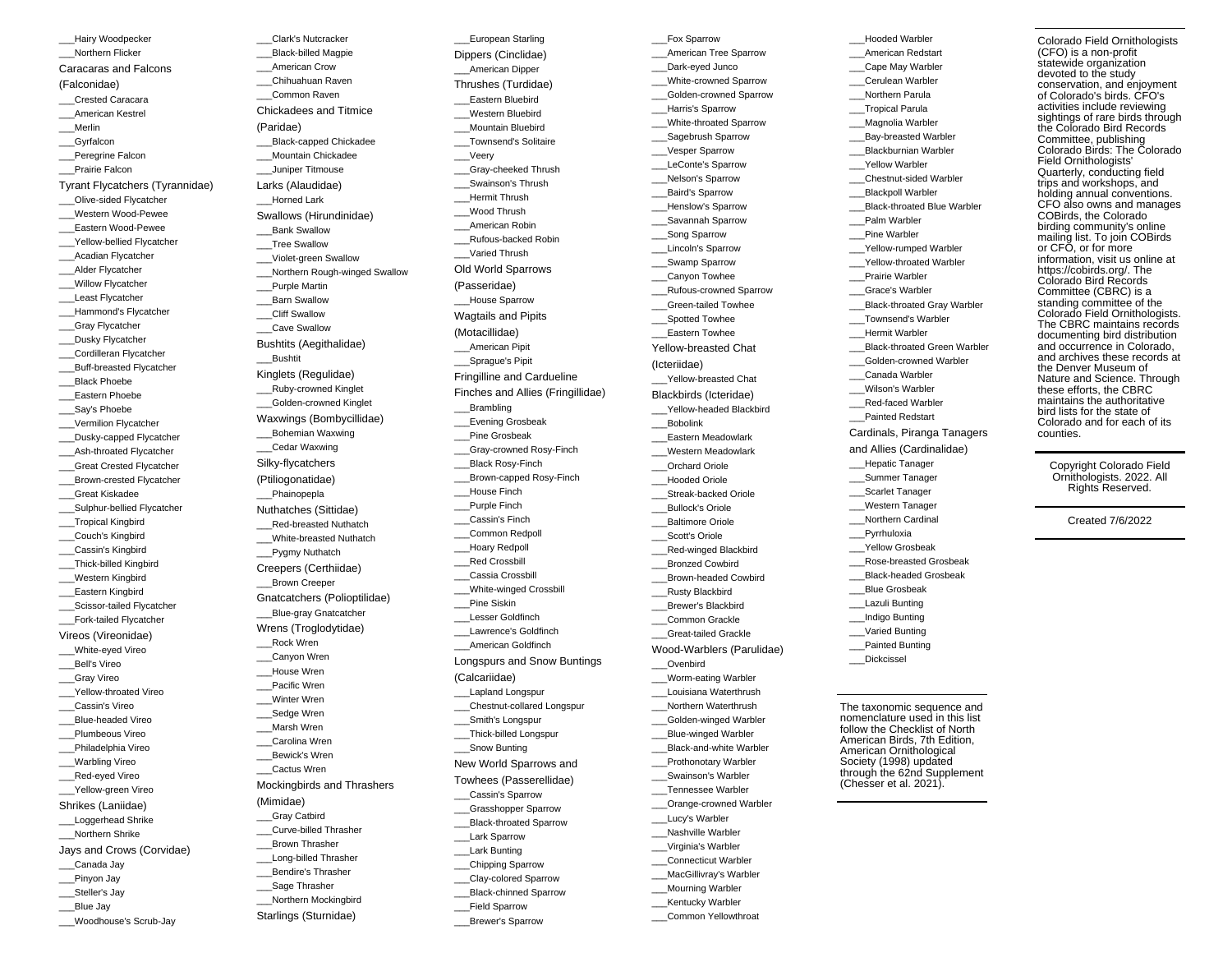___Hairy Woodpecker
___Northern Flicker

## Caracaras and Falcons (Falconidae)

___Crested Caracara
___American Kestrel
___Merlin
___Gyrfalcon
___Peregrine Falcon
___Prairie Falcon

## Tyrant Flycatchers (Tyrannidae)

___Olive-sided Flycatcher
___Western Wood-Pewee
___Eastern Wood-Pewee
___Yellow-bellied Flycatcher
___Acadian Flycatcher
___Alder Flycatcher
___Willow Flycatcher
___Least Flycatcher
___Hammond's Flycatcher
___Gray Flycatcher
___Dusky Flycatcher
___Cordilleran Flycatcher
___Buff-breasted Flycatcher
___Black Phoebe
___Eastern Phoebe
___Say's Phoebe
___Vermilion Flycatcher
___Dusky-capped Flycatcher
___Ash-throated Flycatcher
___Great Crested Flycatcher
___Brown-crested Flycatcher
___Great Kiskadee
___Sulphur-bellied Flycatcher
___Tropical Kingbird
___Couch's Kingbird
___Cassin's Kingbird
___Thick-billed Kingbird
___Western Kingbird
___Eastern Kingbird
___Scissor-tailed Flycatcher
___Fork-tailed Flycatcher

## Vireos (Vireonidae)

___White-eyed Vireo
___Bell's Vireo
___Gray Vireo
___Yellow-throated Vireo
___Cassin's Vireo
___Blue-headed Vireo
___Plumbeous Vireo
___Philadelphia Vireo
___Warbling Vireo
___Red-eyed Vireo
___Yellow-green Vireo

## Shrikes (Laniidae)

___Loggerhead Shrike
___Northern Shrike

## Jays and Crows (Corvidae)

___Canada Jay
___Pinyon Jay
___Steller's Jay
___Blue Jay
___Woodhouse's Scrub-Jay
___Clark's Nutcracker
___Black-billed Magpie
___American Crow
___Chihuahuan Raven
___Common Raven

## Chickadees and Titmice (Paridae)

___Black-capped Chickadee
___Mountain Chickadee
___Juniper Titmouse

## Larks (Alaudidae)

___Horned Lark

## Swallows (Hirundinidae)

___Bank Swallow
___Tree Swallow
___Violet-green Swallow
___Northern Rough-winged Swallow
___Purple Martin
___Barn Swallow
___Cliff Swallow
___Cave Swallow

## Bushtits (Aegithalidae)

___Bushtit

## Kinglets (Regulidae)

___Ruby-crowned Kinglet
___Golden-crowned Kinglet

## Waxwings (Bombycillidae)

___Bohemian Waxwing
___Cedar Waxwing

## Silky-flycatchers (Ptiliogonatidae)

___Phainopepla

## Nuthatches (Sittidae)

___Red-breasted Nuthatch
___White-breasted Nuthatch
___Pygmy Nuthatch

## Creepers (Certhiidae)

___Brown Creeper

## Gnatcatchers (Polioptilidae)

___Blue-gray Gnatcatcher

## Wrens (Troglodytidae)

___Rock Wren
___Canyon Wren
___House Wren
___Pacific Wren
___Winter Wren
___Sedge Wren
___Marsh Wren
___Carolina Wren
___Bewick's Wren
___Cactus Wren

## Mockingbirds and Thrashers (Mimidae)

___Gray Catbird
___Curve-billed Thrasher
___Brown Thrasher
___Long-billed Thrasher
___Bendire's Thrasher
___Sage Thrasher
___Northern Mockingbird

## Starlings (Sturnidae)

___European Starling

## Dippers (Cinclidae)

___American Dipper

## Thrushes (Turdidae)

___Eastern Bluebird
___Western Bluebird
___Mountain Bluebird
___Townsend's Solitaire
___Veery
___Gray-cheeked Thrush
___Swainson's Thrush
___Hermit Thrush
___Wood Thrush
___American Robin
___Rufous-backed Robin
___Varied Thrush

## Old World Sparrows (Passeridae)

___House Sparrow

## Wagtails and Pipits (Motacillidae)

___American Pipit
___Sprague's Pipit

## Fringilline and Cardueline Finches and Allies (Fringillidae)

___Brambling
___Evening Grosbeak
___Pine Grosbeak
___Gray-crowned Rosy-Finch
___Black Rosy-Finch
___Brown-capped Rosy-Finch
___House Finch
___Purple Finch
___Cassin's Finch
___Common Redpoll
___Hoary Redpoll
___Red Crossbill
___Cassia Crossbill
___White-winged Crossbill
___Pine Siskin
___Lesser Goldfinch
___Lawrence's Goldfinch
___American Goldfinch

## Longspurs and Snow Buntings (Calcariidae)

___Lapland Longspur
___Chestnut-collared Longspur
___Smith's Longspur
___Thick-billed Longspur
___Snow Bunting

## New World Sparrows and Towhees (Passerellidae)

___Cassin's Sparrow
___Grasshopper Sparrow
___Black-throated Sparrow
___Lark Sparrow
___Lark Bunting
___Chipping Sparrow
___Clay-colored Sparrow
___Black-chinned Sparrow
___Field Sparrow
___Brewer's Sparrow
___Fox Sparrow
___American Tree Sparrow
___Dark-eyed Junco
___White-crowned Sparrow
___Golden-crowned Sparrow
___Harris's Sparrow
___White-throated Sparrow
___Sagebrush Sparrow
___Vesper Sparrow
___LeConte's Sparrow
___Nelson's Sparrow
___Baird's Sparrow
___Henslow's Sparrow
___Savannah Sparrow
___Song Sparrow
___Lincoln's Sparrow
___Swamp Sparrow
___Canyon Towhee
___Rufous-crowned Sparrow
___Green-tailed Towhee
___Spotted Towhee
___Eastern Towhee

## Yellow-breasted Chat (Icteriidae)

___Yellow-breasted Chat

## Blackbirds (Icteridae)

___Yellow-headed Blackbird
___Bobolink
___Eastern Meadowlark
___Western Meadowlark
___Orchard Oriole
___Hooded Oriole
___Streak-backed Oriole
___Bullock's Oriole
___Baltimore Oriole
___Scott's Oriole
___Red-winged Blackbird
___Bronzed Cowbird
___Brown-headed Cowbird
___Rusty Blackbird
___Brewer's Blackbird
___Common Grackle
___Great-tailed Grackle

## Wood-Warblers (Parulidae)

___Ovenbird
___Worm-eating Warbler
___Louisiana Waterthrush
___Northern Waterthrush
___Golden-winged Warbler
___Blue-winged Warbler
___Black-and-white Warbler
___Prothonotary Warbler
___Swainson's Warbler
___Tennessee Warbler
___Orange-crowned Warbler
___Lucy's Warbler
___Nashville Warbler
___Virginia's Warbler
___Connecticut Warbler
___MacGillivray's Warbler
___Mourning Warbler
___Kentucky Warbler
___Common Yellowthroat
___Hooded Warbler
___American Redstart
___Cape May Warbler
___Cerulean Warbler
___Northern Parula
___Tropical Parula
___Magnolia Warbler
___Bay-breasted Warbler
___Blackburnian Warbler
___Yellow Warbler
___Chestnut-sided Warbler
___Blackpoll Warbler
___Black-throated Blue Warbler
___Palm Warbler
___Pine Warbler
___Yellow-rumped Warbler
___Yellow-throated Warbler
___Prairie Warbler
___Grace's Warbler
___Black-throated Gray Warbler
___Townsend's Warbler
___Hermit Warbler
___Black-throated Green Warbler
___Golden-crowned Warbler
___Canada Warbler
___Wilson's Warbler
___Red-faced Warbler
___Painted Redstart

## Cardinals, Piranga Tanagers and Allies (Cardinalidae)

___Hepatic Tanager
___Summer Tanager
___Scarlet Tanager
___Western Tanager
___Northern Cardinal
___Pyrrhuloxia
___Yellow Grosbeak
___Rose-breasted Grosbeak
___Black-headed Grosbeak
___Blue Grosbeak
___Lazuli Bunting
___Indigo Bunting
___Varied Bunting
___Painted Bunting
___Dickcissel

---

The taxonomic sequence and nomenclature used in this list follow the Checklist of North American Birds, 7th Edition, American Ornithological Society (1998) updated through the 62nd Supplement (Chesser et al. 2021).

---

Colorado Field Ornithologists (CFO) is a non-profit statewide organization devoted to the study conservation, and enjoyment of Colorado's birds. CFO's activities include reviewing sightings of rare birds through the Colorado Bird Records Committee, publishing Colorado Birds: The Colorado Field Ornithologists' Quarterly, conducting field trips and workshops, and holding annual conventions. CFO also owns and manages COBirds, the Colorado birding community's online mailing list. To join COBirds or CFO, or for more information, visit us online at https://cobirds.org/. The Colorado Bird Records Committee (CBRC) is a standing committee of the Colorado Field Ornithologists. The CBRC maintains records documenting bird distribution and occurrence in Colorado, and archives these records at the Denver Museum of Nature and Science. Through these efforts, the CBRC maintains the authoritative bird lists for the state of Colorado and for each of its counties.

---

Copyright Colorado Field Ornithologists. 2022. All Rights Reserved.

---

Created 7/6/2022